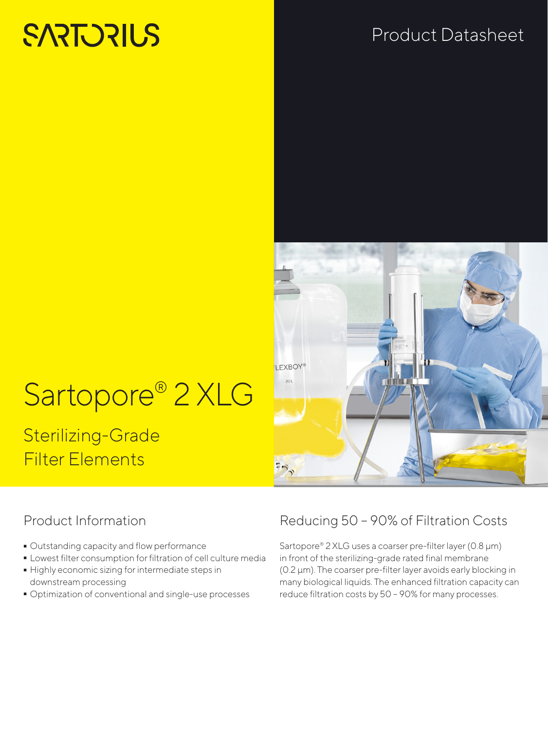# SARTORIUS

Product Datasheet

# Sartopore® 2 XLG

## Sterilizing-Grade Filter Elements

## Product Information

- Outstanding capacity and flow performance
- Lowest filter consumption for filtration of cell culture media
- Highly economic sizing for intermediate steps in downstream processing
- Optimization of conventional and single-use processes

## Reducing 50 – 90% of Filtration Costs

Sartopore® 2 XLG uses a coarser pre-filter layer (0.8 µm) in front of the sterilizing-grade rated final membrane (0.2 µm). The coarser pre-filter layer avoids early blocking in many biological liquids. The enhanced filtration capacity can reduce filtration costs by 50 – 90% for many processes.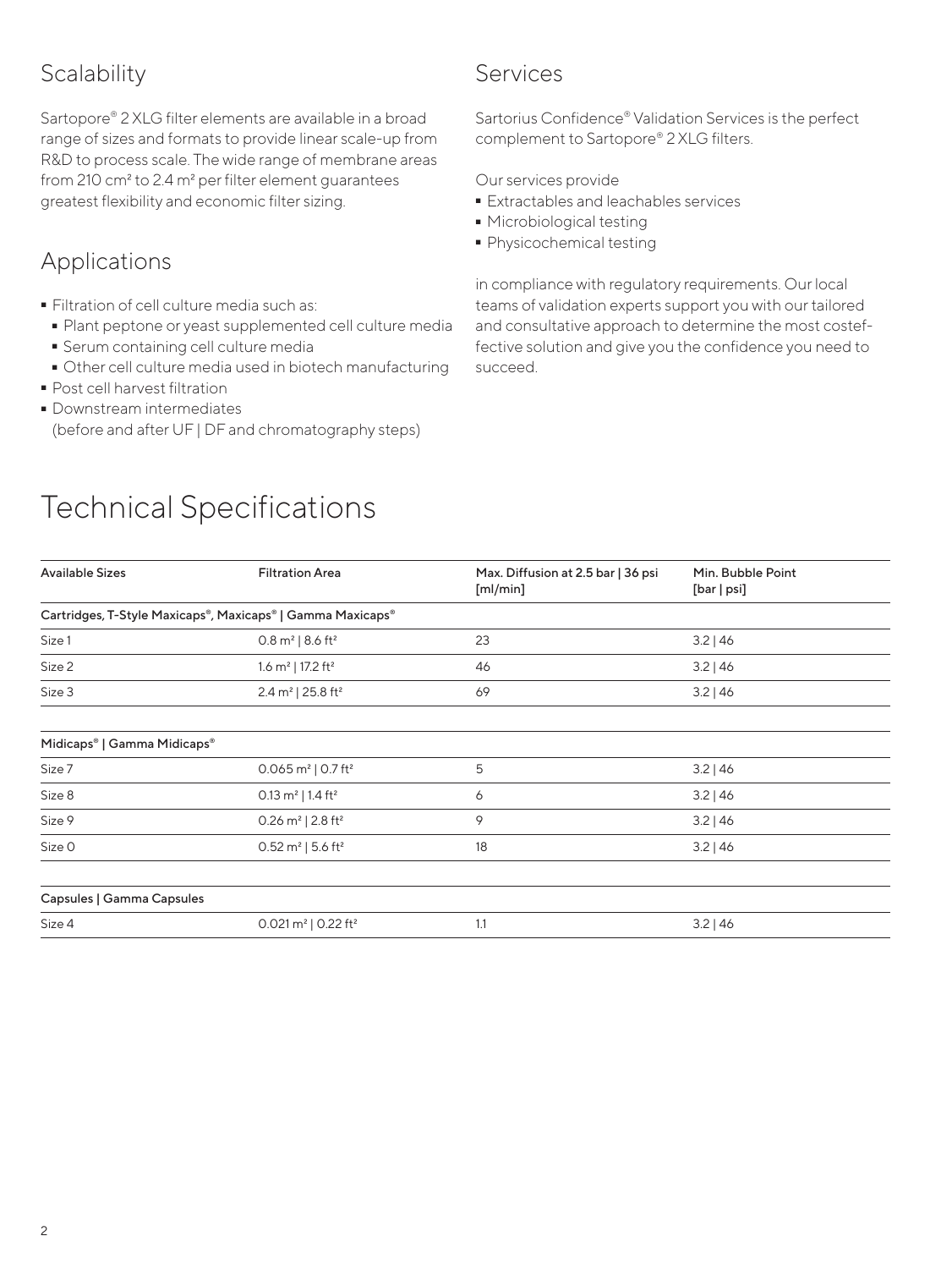## Scalability

Sartopore® 2 XLG filter elements are available in a broad range of sizes and formats to provide linear scale-up from R&D to process scale. The wide range of membrane areas from 210 cm² to 2.4 m² per filter element guarantees greatest flexibility and economic filter sizing.

## Applications

- Filtration of cell culture media such as:
  - Plant peptone or yeast supplemented cell culture media
  - Serum containing cell culture media
  - Other cell culture media used in biotech manufacturing
- Post cell harvest filtration
- Downstream intermediates (before and after UF | DF and chromatography steps)

## Services

Sartorius Confidence® Validation Services is the perfect complement to Sartopore® 2 XLG filters.

Our services provide

- Extractables and leachables services
- Microbiological testing
- Physicochemical testing

in compliance with regulatory requirements. Our local teams of validation experts support you with our tailored and consultative approach to determine the most costeffective solution and give you the confidence you need to succeed.

# Technical Specifications

| Available Sizes | Filtration Area | Max. Diffusion at 2.5 bar \| 36 psi [ml/min] | Min. Bubble Point [bar \| psi] |
|---|---|---|---|
| **Cartridges, T-Style Maxicaps®, Maxicaps® \| Gamma Maxicaps®** | | | |
| Size 1 | 0.8 m² \| 8.6 ft² | 23 | 3.2 \| 46 |
| Size 2 | 1.6 m² \| 17.2 ft² | 46 | 3.2 \| 46 |
| Size 3 | 2.4 m² \| 25.8 ft² | 69 | 3.2 \| 46 |
| **Midicaps® \| Gamma Midicaps®** | | | |
| Size 7 | 0.065 m² \| 0.7 ft² | 5 | 3.2 \| 46 |
| Size 8 | 0.13 m² \| 1.4 ft² | 6 | 3.2 \| 46 |
| Size 9 | 0.26 m² \| 2.8 ft² | 9 | 3.2 \| 46 |
| Size 0 | 0.52 m² \| 5.6 ft² | 18 | 3.2 \| 46 |
| **Capsules \| Gamma Capsules** | | | |
| Size 4 | 0.021 m² \| 0.22 ft² | 1.1 | 3.2 \| 46 |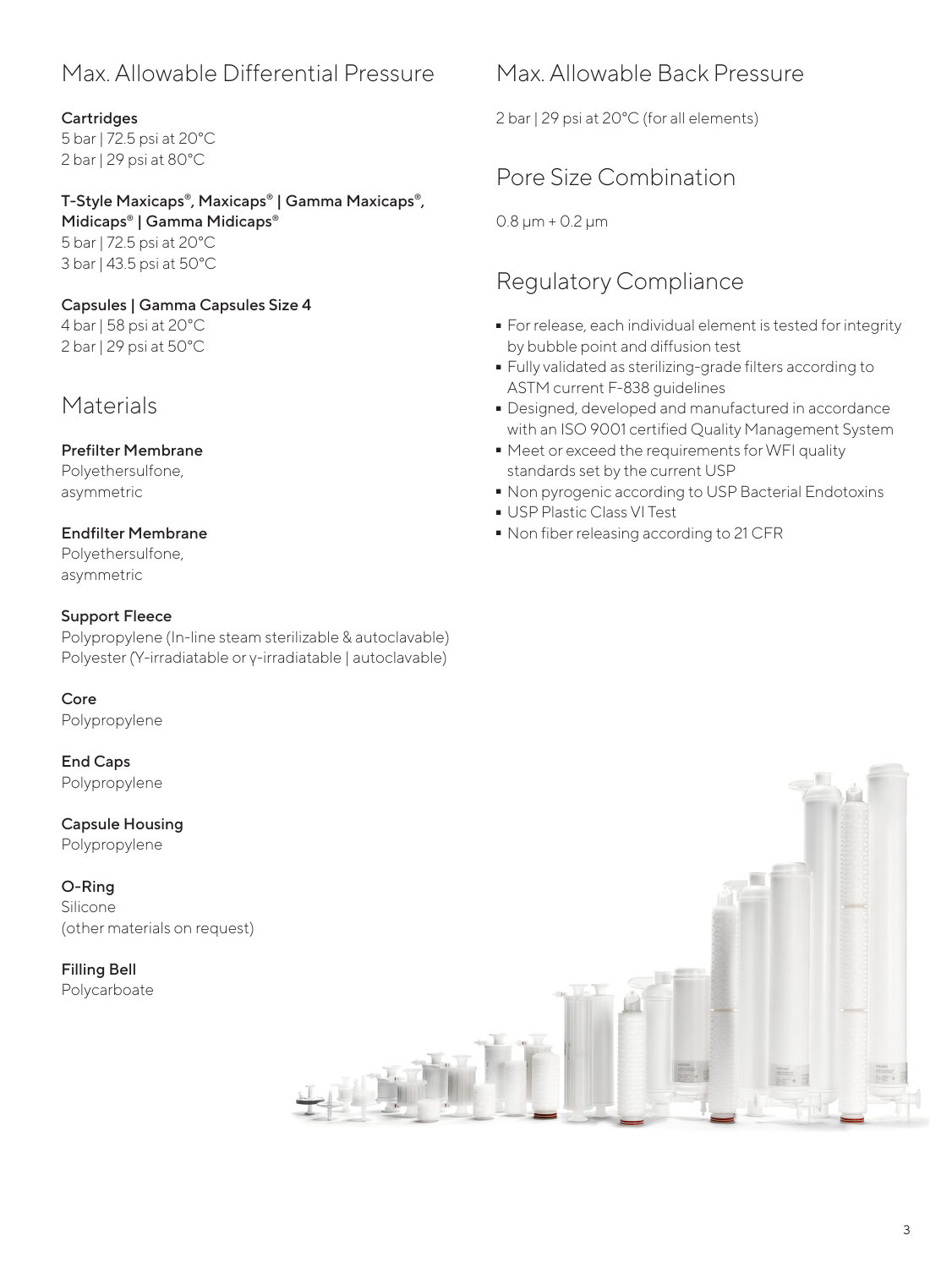## Max. Allowable Differential Pressure

**Cartridges**
5 bar | 72.5 psi at 20°C
2 bar | 29 psi at 80°C

**T-Style Maxicaps®, Maxicaps® | Gamma Maxicaps®, Midicaps® | Gamma Midicaps®**
5 bar | 72.5 psi at 20°C
3 bar | 43.5 psi at 50°C

**Capsules | Gamma Capsules Size 4**
4 bar | 58 psi at 20°C
2 bar | 29 psi at 50°C

## Materials

**Prefilter Membrane**
Polyethersulfone, asymmetric

**Endfilter Membrane**
Polyethersulfone, asymmetric

**Support Fleece**
Polypropylene (In-line steam sterilizable & autoclavable)
Polyester (Υ-irradiatable or γ-irradiatable | autoclavable)

**Core**
Polypropylene

**End Caps**
Polypropylene

**Capsule Housing**
Polypropylene

**O-Ring**
Silicone
(other materials on request)

**Filling Bell**
Polycarboate

## Max. Allowable Back Pressure

2 bar | 29 psi at 20°C (for all elements)

## Pore Size Combination

0.8 µm + 0.2 µm

## Regulatory Compliance

- For release, each individual element is tested for integrity by bubble point and diffusion test
- Fully validated as sterilizing-grade filters according to ASTM current F-838 guidelines
- Designed, developed and manufactured in accordance with an ISO 9001 certified Quality Management System
- Meet or exceed the requirements for WFI quality standards set by the current USP
- Non pyrogenic according to USP Bacterial Endotoxins
- USP Plastic Class VI Test
- Non fiber releasing according to 21 CFR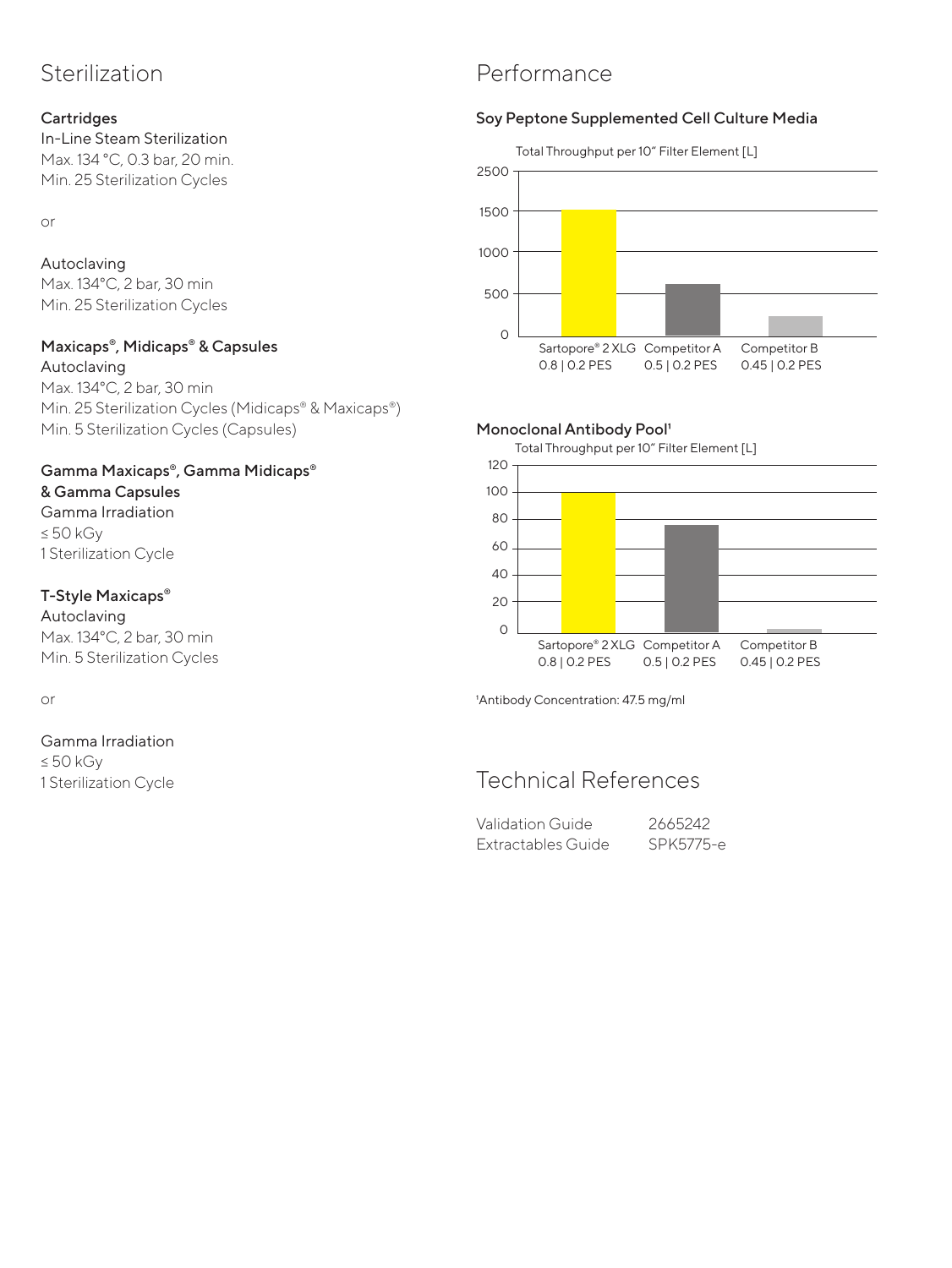## Sterilization

### Cartridges

In-Line Steam Sterilization
Max. 134 °C, 0.3 bar, 20 min.
Min. 25 Sterilization Cycles

or

Autoclaving
Max. 134°C, 2 bar, 30 min
Min. 25 Sterilization Cycles

### Maxicaps®, Midicaps® & Capsules

Autoclaving
Max. 134°C, 2 bar, 30 min
Min. 25 Sterilization Cycles (Midicaps® & Maxicaps®)
Min. 5 Sterilization Cycles (Capsules)

### Gamma Maxicaps®, Gamma Midicaps® & Gamma Capsules

Gamma Irradiation
≤ 50 kGy
1 Sterilization Cycle

### T-Style Maxicaps®

Autoclaving
Max. 134°C, 2 bar, 30 min
Min. 5 Sterilization Cycles

or

Gamma Irradiation
≤ 50 kGy
1 Sterilization Cycle

## Performance

### Soy Peptone Supplemented Cell Culture Media

Total Throughput per 10" Filter Element [L]

2500
1500
1000
500
0

Sartopore® 2 XLG 0.8 | 0.2 PES
Competitor A 0.5 | 0.2 PES
Competitor B 0.45 | 0.2 PES

### Monoclonal Antibody Pool[1]

Total Throughput per 10" Filter Element [L]

120
100
80
60
40
20
0

Sartopore® 2 XLG 0.8 | 0.2 PES
Competitor A 0.5 | 0.2 PES
Competitor B 0.45 | 0.2 PES

[1]Antibody Concentration: 47.5 mg/ml

## Technical References

| | |
|---|---|
| Validation Guide | 2665242 |
| Extractables Guide | SPK5775-e |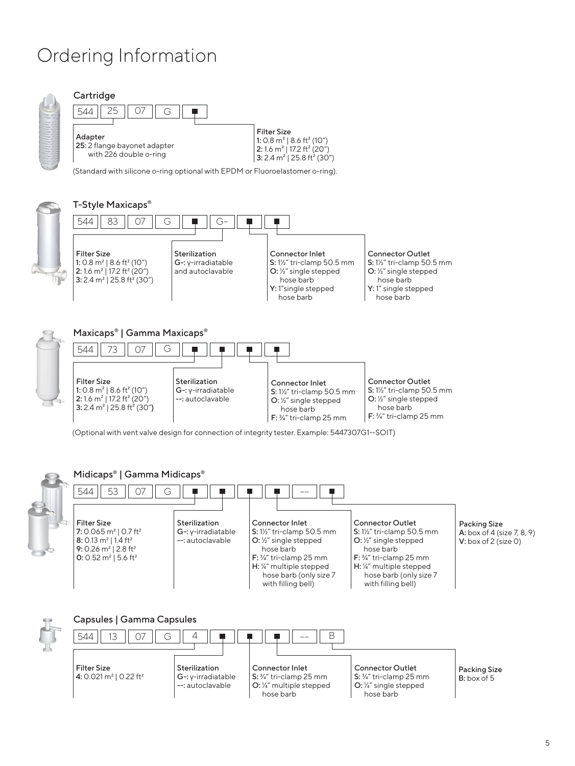# Ordering Information

## Cartridge

| 544 | 25 | 07 | G | ■ |
|---|---|---|---|---|

**Adapter**
**25:** 2 flange bayonet adapter with 226 double o-ring

**Filter Size**
**1:** 0.8 m² | 8.6 ft² (10")
**2:** 1.6 m² | 17.2 ft² (20")
**3:** 2.4 m² | 25.8 ft² (30")

(Standard with silicone o-ring optional with EPDM or Fluoroelastomer o-ring).

## T-Style Maxicaps®

| 544 | 83 | 07 | G | ■ | G- | ■ | ■ |
|---|---|---|---|---|---|---|---|

**Filter Size**
**1:** 0.8 m² | 8.6 ft² (10")
**2:** 1.6 m² | 17.2 ft² (20")
**3:** 2.4 m² | 25.8 ft² (30")

**Sterilization**
**G-:** γ-irradiatable and autoclavable

**Connector Inlet**
**S:** 1½" tri-clamp 50.5 mm
**O:** ½" single stepped hose barb
**Y:** 1"single stepped hose barb

**Connector Outlet**
**S:** 1½" tri-clamp 50.5 mm
**O:** ½" single stepped hose barb
**Y:** 1" single stepped hose barb

## Maxicaps® | Gamma Maxicaps®

| 544 | 73 | 07 | G | ■ | ■ | ■ | ■ |
|---|---|---|---|---|---|---|---|

**Filter Size**
**1:** 0.8 m² | 8.6 ft² (10")
**2:** 1.6 m² | 17.2 ft² (20")
**3:** 2.4 m² | 25.8 ft² (30")

**Sterilization**
**G-:** γ-irradiatable
**--:** autoclavable

**Connector Inlet**
**S:** 1½" tri-clamp 50.5 mm
**O:** ½" single stepped hose barb
**F:** ¾" tri-clamp 25 mm

**Connector Outlet**
**S:** 1½" tri-clamp 50.5 mm
**O:** ½" single stepped hose barb
**F:** ¾" tri-clamp 25 mm

(Optional with vent valve design for connection of integrity tester. Example: 5447307G1--SOIT)

## Midicaps® | Gamma Midicaps®

| 544 | 53 | 07 | G | ■ | ■ | ■ | ■ | -- | ■ |
|---|---|---|---|---|---|---|---|---|---|

**Filter Size**
**7:** 0.065 m² | 0.7 ft²
**8:** 0.13 m² | 1.4 ft²
**9:** 0.26 m² | 2.8 ft²
**0:** 0.52 m² | 5.6 ft²

**Sterilization**
**G-:** γ-irradiatable
**--:** autoclavable

**Connector Inlet**
**S:** 1½" tri-clamp 50.5 mm
**O:** ½" single stepped hose barb
**F:** ¾" tri-clamp 25 mm
**H:** ¼" multiple stepped hose barb (only size 7 with filling bell)

**Connector Outlet**
**S:** 1½" tri-clamp 50.5 mm
**O:** ½" single stepped hose barb
**F:** ¾" tri-clamp 25 mm
**H:** ¼" multiple stepped hose barb (only size 7 with filling bell)

**Packing Size**
**A:** box of 4 (size 7, 8, 9)
**V:** box of 2 (size 0)

## Capsules | Gamma Capsules

| 544 | 13 | 07 | G | 4 | ■ | ■ | ■ | -- | B |
|---|---|---|---|---|---|---|---|---|---|

**Filter Size**
**4:** 0.021 m² | 0.22 ft²

**Sterilization**
**G-:** γ-irradiatable
**--:** autoclavable

**Connector Inlet**
**S:** ¾" tri-clamp 25 mm
**O:** ¼" multiple stepped hose barb

**Connector Outlet**
**S:** ¾" tri-clamp 25 mm
**O:** ¼" single stepped hose barb

**Packing Size**
**B:** box of 5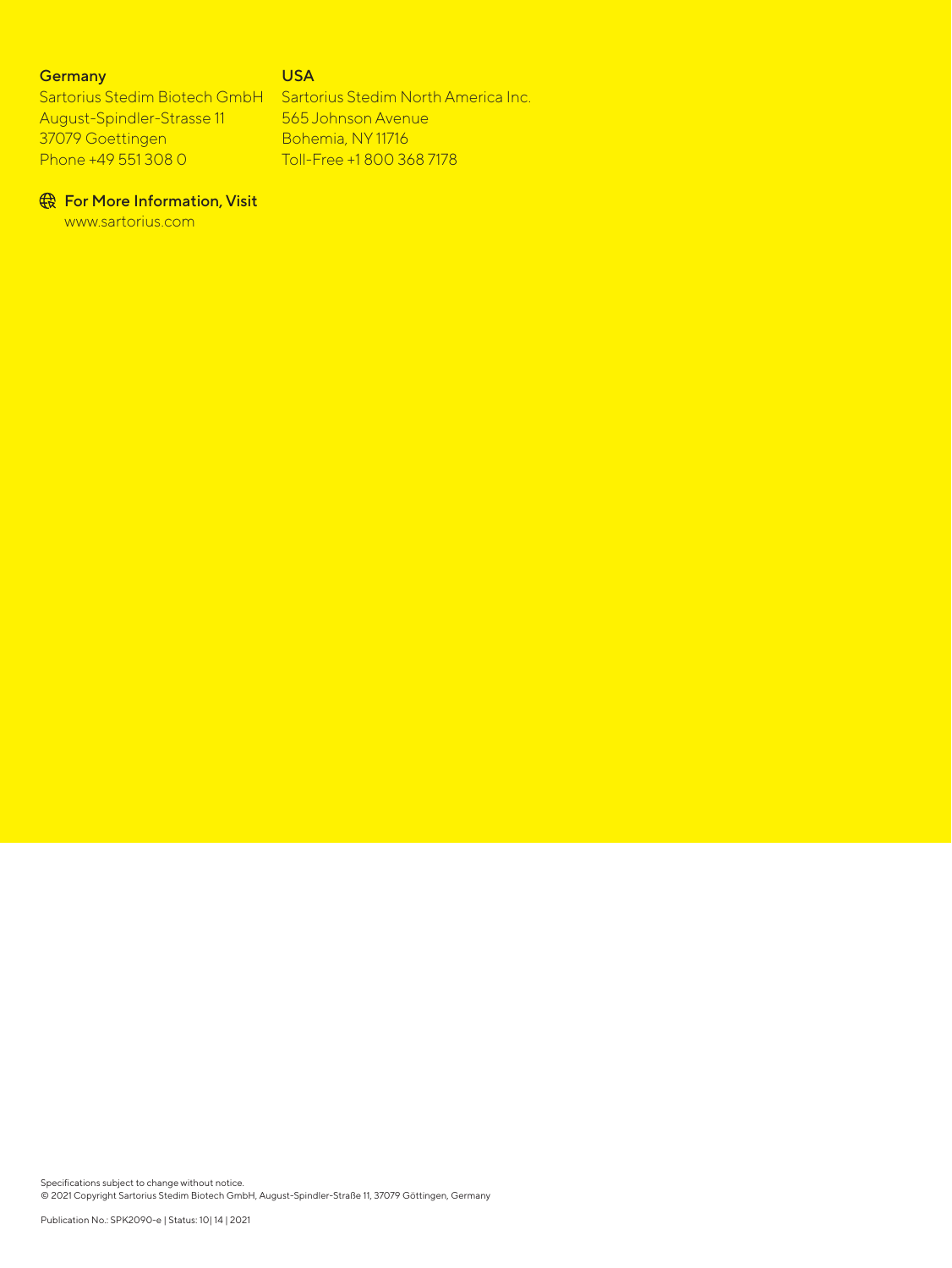**Germany**

Sartorius Stedim Biotech GmbH
August-Spindler-Strasse 11
37079 Goettingen
Phone +49 551 308 0

**USA**

Sartorius Stedim North America Inc.
565 Johnson Avenue
Bohemia, NY 11716
Toll-Free +1 800 368 7178

**For More Information, Visit**

www.sartorius.com

Specifications subject to change without notice.
© 2021 Copyright Sartorius Stedim Biotech GmbH, August-Spindler-Straße 11, 37079 Göttingen, Germany

Publication No.: SPK2090-e | Status: 10 | 14 | 2021